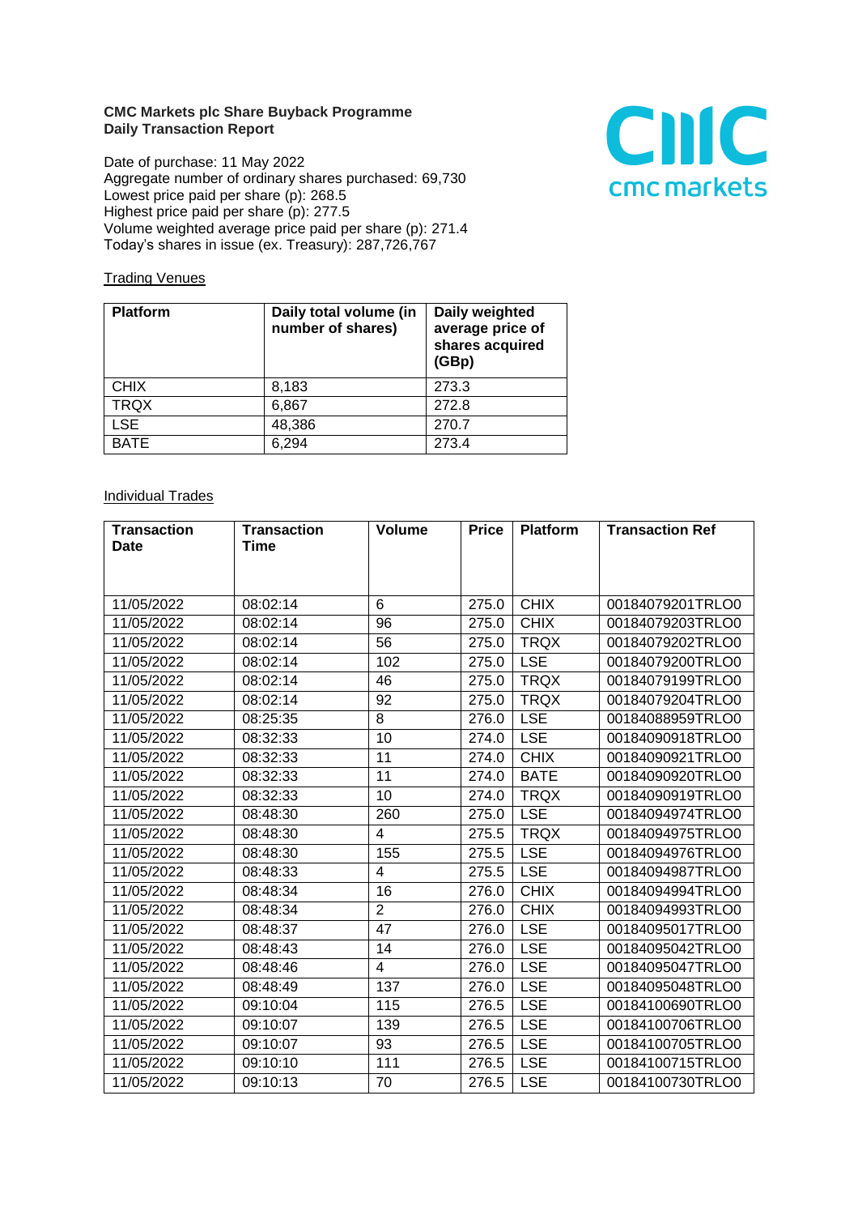**CMC Markets plc Share Buyback Programme**
**Daily Transaction Report**

Date of purchase: 11 May 2022
Aggregate number of ordinary shares purchased: 69,730
Lowest price paid per share (p): 268.5
Highest price paid per share (p): 277.5
Volume weighted average price paid per share (p): 271.4
Today's shares in issue (ex. Treasury): 287,726,767

Trading Venues

| Platform | Daily total volume (in number of shares) | Daily weighted average price of shares acquired (GBp) |
|---|---|---|
| CHIX | 8,183 | 273.3 |
| TRQX | 6,867 | 272.8 |
| LSE | 48,386 | 270.7 |
| BATE | 6,294 | 273.4 |

Individual Trades

| Transaction Date | Transaction Time | Volume | Price | Platform | Transaction Ref |
|---|---|---|---|---|---|
| 11/05/2022 | 08:02:14 | 6 | 275.0 | CHIX | 00184079201TRLO0 |
| 11/05/2022 | 08:02:14 | 96 | 275.0 | CHIX | 00184079203TRLO0 |
| 11/05/2022 | 08:02:14 | 56 | 275.0 | TRQX | 00184079202TRLO0 |
| 11/05/2022 | 08:02:14 | 102 | 275.0 | LSE | 00184079200TRLO0 |
| 11/05/2022 | 08:02:14 | 46 | 275.0 | TRQX | 00184079199TRLO0 |
| 11/05/2022 | 08:02:14 | 92 | 275.0 | TRQX | 00184079204TRLO0 |
| 11/05/2022 | 08:25:35 | 8 | 276.0 | LSE | 00184088959TRLO0 |
| 11/05/2022 | 08:32:33 | 10 | 274.0 | LSE | 00184090918TRLO0 |
| 11/05/2022 | 08:32:33 | 11 | 274.0 | CHIX | 00184090921TRLO0 |
| 11/05/2022 | 08:32:33 | 11 | 274.0 | BATE | 00184090920TRLO0 |
| 11/05/2022 | 08:32:33 | 10 | 274.0 | TRQX | 00184090919TRLO0 |
| 11/05/2022 | 08:48:30 | 260 | 275.0 | LSE | 00184094974TRLO0 |
| 11/05/2022 | 08:48:30 | 4 | 275.5 | TRQX | 00184094975TRLO0 |
| 11/05/2022 | 08:48:30 | 155 | 275.5 | LSE | 00184094976TRLO0 |
| 11/05/2022 | 08:48:33 | 4 | 275.5 | LSE | 00184094987TRLO0 |
| 11/05/2022 | 08:48:34 | 16 | 276.0 | CHIX | 00184094994TRLO0 |
| 11/05/2022 | 08:48:34 | 2 | 276.0 | CHIX | 00184094993TRLO0 |
| 11/05/2022 | 08:48:37 | 47 | 276.0 | LSE | 00184095017TRLO0 |
| 11/05/2022 | 08:48:43 | 14 | 276.0 | LSE | 00184095042TRLO0 |
| 11/05/2022 | 08:48:46 | 4 | 276.0 | LSE | 00184095047TRLO0 |
| 11/05/2022 | 08:48:49 | 137 | 276.0 | LSE | 00184095048TRLO0 |
| 11/05/2022 | 09:10:04 | 115 | 276.5 | LSE | 00184100690TRLO0 |
| 11/05/2022 | 09:10:07 | 139 | 276.5 | LSE | 00184100706TRLO0 |
| 11/05/2022 | 09:10:07 | 93 | 276.5 | LSE | 00184100705TRLO0 |
| 11/05/2022 | 09:10:10 | 111 | 276.5 | LSE | 00184100715TRLO0 |
| 11/05/2022 | 09:10:13 | 70 | 276.5 | LSE | 00184100730TRLO0 |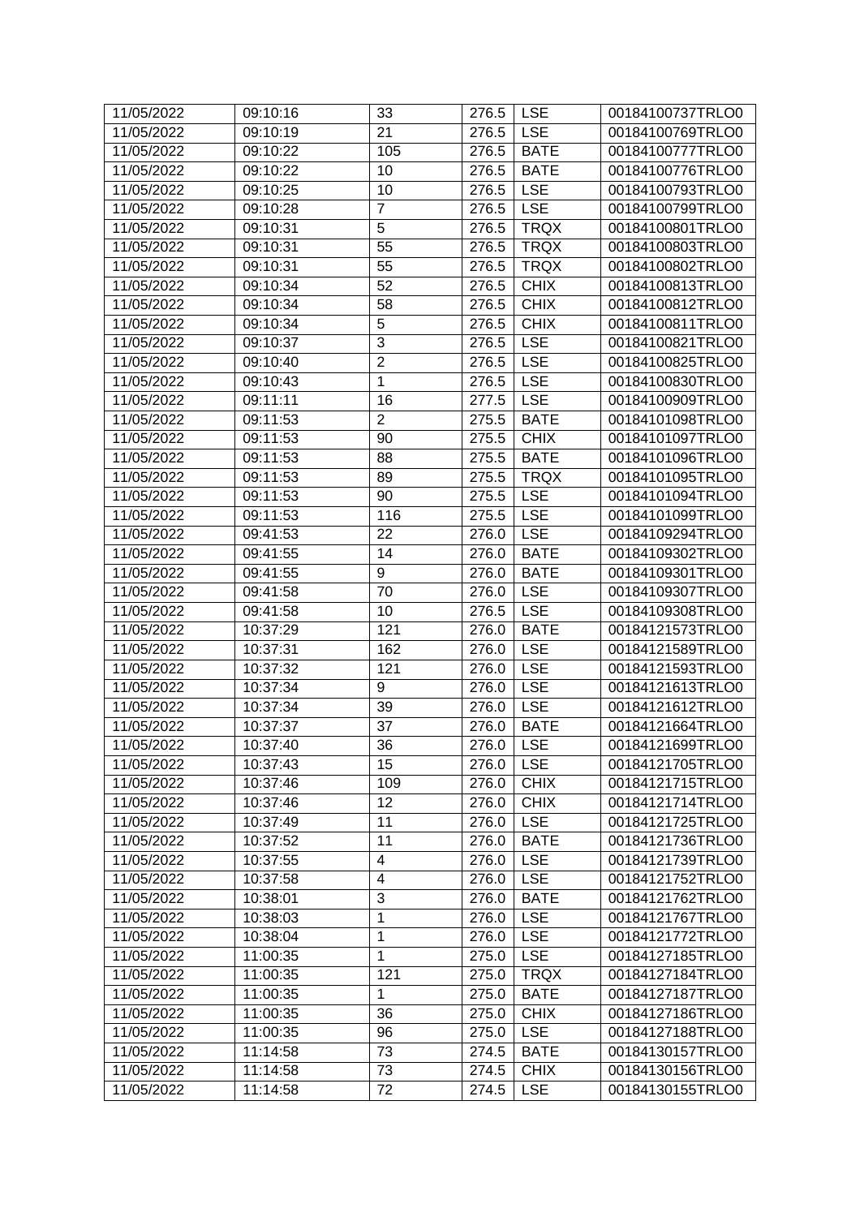| 11/05/2022 | 09:10:16 | 33 | 276.5 | LSE | 00184100737TRLO0 |
|---|---|---|---|---|---|
| 11/05/2022 | 09:10:19 | 21 | 276.5 | LSE | 00184100769TRLO0 |
| 11/05/2022 | 09:10:22 | 105 | 276.5 | BATE | 00184100777TRLO0 |
| 11/05/2022 | 09:10:22 | 10 | 276.5 | BATE | 00184100776TRLO0 |
| 11/05/2022 | 09:10:25 | 10 | 276.5 | LSE | 00184100793TRLO0 |
| 11/05/2022 | 09:10:28 | 7 | 276.5 | LSE | 00184100799TRLO0 |
| 11/05/2022 | 09:10:31 | 5 | 276.5 | TRQX | 00184100801TRLO0 |
| 11/05/2022 | 09:10:31 | 55 | 276.5 | TRQX | 00184100803TRLO0 |
| 11/05/2022 | 09:10:31 | 55 | 276.5 | TRQX | 00184100802TRLO0 |
| 11/05/2022 | 09:10:34 | 52 | 276.5 | CHIX | 00184100813TRLO0 |
| 11/05/2022 | 09:10:34 | 58 | 276.5 | CHIX | 00184100812TRLO0 |
| 11/05/2022 | 09:10:34 | 5 | 276.5 | CHIX | 00184100811TRLO0 |
| 11/05/2022 | 09:10:37 | 3 | 276.5 | LSE | 00184100821TRLO0 |
| 11/05/2022 | 09:10:40 | 2 | 276.5 | LSE | 00184100825TRLO0 |
| 11/05/2022 | 09:10:43 | 1 | 276.5 | LSE | 00184100830TRLO0 |
| 11/05/2022 | 09:11:11 | 16 | 277.5 | LSE | 00184100909TRLO0 |
| 11/05/2022 | 09:11:53 | 2 | 275.5 | BATE | 00184101098TRLO0 |
| 11/05/2022 | 09:11:53 | 90 | 275.5 | CHIX | 00184101097TRLO0 |
| 11/05/2022 | 09:11:53 | 88 | 275.5 | BATE | 00184101096TRLO0 |
| 11/05/2022 | 09:11:53 | 89 | 275.5 | TRQX | 00184101095TRLO0 |
| 11/05/2022 | 09:11:53 | 90 | 275.5 | LSE | 00184101094TRLO0 |
| 11/05/2022 | 09:11:53 | 116 | 275.5 | LSE | 00184101099TRLO0 |
| 11/05/2022 | 09:41:53 | 22 | 276.0 | LSE | 00184109294TRLO0 |
| 11/05/2022 | 09:41:55 | 14 | 276.0 | BATE | 00184109302TRLO0 |
| 11/05/2022 | 09:41:55 | 9 | 276.0 | BATE | 00184109301TRLO0 |
| 11/05/2022 | 09:41:58 | 70 | 276.0 | LSE | 00184109307TRLO0 |
| 11/05/2022 | 09:41:58 | 10 | 276.5 | LSE | 00184109308TRLO0 |
| 11/05/2022 | 10:37:29 | 121 | 276.0 | BATE | 00184121573TRLO0 |
| 11/05/2022 | 10:37:31 | 162 | 276.0 | LSE | 00184121589TRLO0 |
| 11/05/2022 | 10:37:32 | 121 | 276.0 | LSE | 00184121593TRLO0 |
| 11/05/2022 | 10:37:34 | 9 | 276.0 | LSE | 00184121613TRLO0 |
| 11/05/2022 | 10:37:34 | 39 | 276.0 | LSE | 00184121612TRLO0 |
| 11/05/2022 | 10:37:37 | 37 | 276.0 | BATE | 00184121664TRLO0 |
| 11/05/2022 | 10:37:40 | 36 | 276.0 | LSE | 00184121699TRLO0 |
| 11/05/2022 | 10:37:43 | 15 | 276.0 | LSE | 00184121705TRLO0 |
| 11/05/2022 | 10:37:46 | 109 | 276.0 | CHIX | 00184121715TRLO0 |
| 11/05/2022 | 10:37:46 | 12 | 276.0 | CHIX | 00184121714TRLO0 |
| 11/05/2022 | 10:37:49 | 11 | 276.0 | LSE | 00184121725TRLO0 |
| 11/05/2022 | 10:37:52 | 11 | 276.0 | BATE | 00184121736TRLO0 |
| 11/05/2022 | 10:37:55 | 4 | 276.0 | LSE | 00184121739TRLO0 |
| 11/05/2022 | 10:37:58 | 4 | 276.0 | LSE | 00184121752TRLO0 |
| 11/05/2022 | 10:38:01 | 3 | 276.0 | BATE | 00184121762TRLO0 |
| 11/05/2022 | 10:38:03 | 1 | 276.0 | LSE | 00184121767TRLO0 |
| 11/05/2022 | 10:38:04 | 1 | 276.0 | LSE | 00184121772TRLO0 |
| 11/05/2022 | 11:00:35 | 1 | 275.0 | LSE | 00184127185TRLO0 |
| 11/05/2022 | 11:00:35 | 121 | 275.0 | TRQX | 00184127184TRLO0 |
| 11/05/2022 | 11:00:35 | 1 | 275.0 | BATE | 00184127187TRLO0 |
| 11/05/2022 | 11:00:35 | 36 | 275.0 | CHIX | 00184127186TRLO0 |
| 11/05/2022 | 11:00:35 | 96 | 275.0 | LSE | 00184127188TRLO0 |
| 11/05/2022 | 11:14:58 | 73 | 274.5 | BATE | 00184130157TRLO0 |
| 11/05/2022 | 11:14:58 | 73 | 274.5 | CHIX | 00184130156TRLO0 |
| 11/05/2022 | 11:14:58 | 72 | 274.5 | LSE | 00184130155TRLO0 |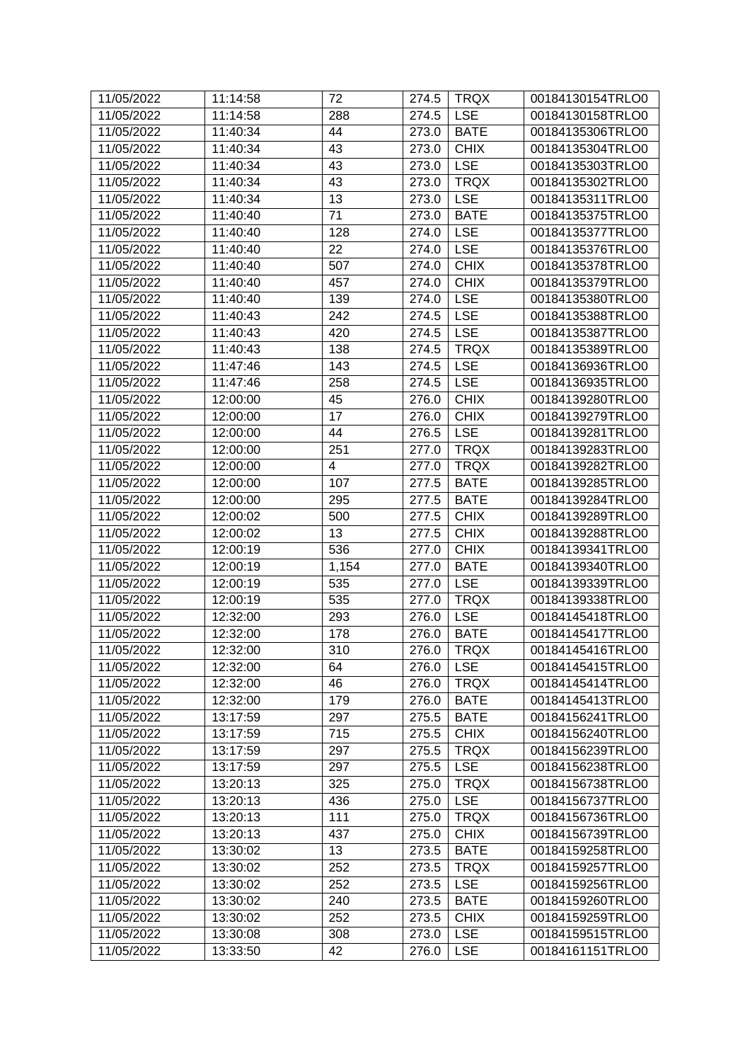| 11/05/2022 | 11:14:58 | 72 | 274.5 | TRQX | 00184130154TRLO0 |
|---|---|---|---|---|---|
| 11/05/2022 | 11:14:58 | 288 | 274.5 | LSE | 00184130158TRLO0 |
| 11/05/2022 | 11:40:34 | 44 | 273.0 | BATE | 00184135306TRLO0 |
| 11/05/2022 | 11:40:34 | 43 | 273.0 | CHIX | 00184135304TRLO0 |
| 11/05/2022 | 11:40:34 | 43 | 273.0 | LSE | 00184135303TRLO0 |
| 11/05/2022 | 11:40:34 | 43 | 273.0 | TRQX | 00184135302TRLO0 |
| 11/05/2022 | 11:40:34 | 13 | 273.0 | LSE | 00184135311TRLO0 |
| 11/05/2022 | 11:40:40 | 71 | 273.0 | BATE | 00184135375TRLO0 |
| 11/05/2022 | 11:40:40 | 128 | 274.0 | LSE | 00184135377TRLO0 |
| 11/05/2022 | 11:40:40 | 22 | 274.0 | LSE | 00184135376TRLO0 |
| 11/05/2022 | 11:40:40 | 507 | 274.0 | CHIX | 00184135378TRLO0 |
| 11/05/2022 | 11:40:40 | 457 | 274.0 | CHIX | 00184135379TRLO0 |
| 11/05/2022 | 11:40:40 | 139 | 274.0 | LSE | 00184135380TRLO0 |
| 11/05/2022 | 11:40:43 | 242 | 274.5 | LSE | 00184135388TRLO0 |
| 11/05/2022 | 11:40:43 | 420 | 274.5 | LSE | 00184135387TRLO0 |
| 11/05/2022 | 11:40:43 | 138 | 274.5 | TRQX | 00184135389TRLO0 |
| 11/05/2022 | 11:47:46 | 143 | 274.5 | LSE | 00184136936TRLO0 |
| 11/05/2022 | 11:47:46 | 258 | 274.5 | LSE | 00184136935TRLO0 |
| 11/05/2022 | 12:00:00 | 45 | 276.0 | CHIX | 00184139280TRLO0 |
| 11/05/2022 | 12:00:00 | 17 | 276.0 | CHIX | 00184139279TRLO0 |
| 11/05/2022 | 12:00:00 | 44 | 276.5 | LSE | 00184139281TRLO0 |
| 11/05/2022 | 12:00:00 | 251 | 277.0 | TRQX | 00184139283TRLO0 |
| 11/05/2022 | 12:00:00 | 4 | 277.0 | TRQX | 00184139282TRLO0 |
| 11/05/2022 | 12:00:00 | 107 | 277.5 | BATE | 00184139285TRLO0 |
| 11/05/2022 | 12:00:00 | 295 | 277.5 | BATE | 00184139284TRLO0 |
| 11/05/2022 | 12:00:02 | 500 | 277.5 | CHIX | 00184139289TRLO0 |
| 11/05/2022 | 12:00:02 | 13 | 277.5 | CHIX | 00184139288TRLO0 |
| 11/05/2022 | 12:00:19 | 536 | 277.0 | CHIX | 00184139341TRLO0 |
| 11/05/2022 | 12:00:19 | 1,154 | 277.0 | BATE | 00184139340TRLO0 |
| 11/05/2022 | 12:00:19 | 535 | 277.0 | LSE | 00184139339TRLO0 |
| 11/05/2022 | 12:00:19 | 535 | 277.0 | TRQX | 00184139338TRLO0 |
| 11/05/2022 | 12:32:00 | 293 | 276.0 | LSE | 00184145418TRLO0 |
| 11/05/2022 | 12:32:00 | 178 | 276.0 | BATE | 00184145417TRLO0 |
| 11/05/2022 | 12:32:00 | 310 | 276.0 | TRQX | 00184145416TRLO0 |
| 11/05/2022 | 12:32:00 | 64 | 276.0 | LSE | 00184145415TRLO0 |
| 11/05/2022 | 12:32:00 | 46 | 276.0 | TRQX | 00184145414TRLO0 |
| 11/05/2022 | 12:32:00 | 179 | 276.0 | BATE | 00184145413TRLO0 |
| 11/05/2022 | 13:17:59 | 297 | 275.5 | BATE | 00184156241TRLO0 |
| 11/05/2022 | 13:17:59 | 715 | 275.5 | CHIX | 00184156240TRLO0 |
| 11/05/2022 | 13:17:59 | 297 | 275.5 | TRQX | 00184156239TRLO0 |
| 11/05/2022 | 13:17:59 | 297 | 275.5 | LSE | 00184156238TRLO0 |
| 11/05/2022 | 13:20:13 | 325 | 275.0 | TRQX | 00184156738TRLO0 |
| 11/05/2022 | 13:20:13 | 436 | 275.0 | LSE | 00184156737TRLO0 |
| 11/05/2022 | 13:20:13 | 111 | 275.0 | TRQX | 00184156736TRLO0 |
| 11/05/2022 | 13:20:13 | 437 | 275.0 | CHIX | 00184156739TRLO0 |
| 11/05/2022 | 13:30:02 | 13 | 273.5 | BATE | 00184159258TRLO0 |
| 11/05/2022 | 13:30:02 | 252 | 273.5 | TRQX | 00184159257TRLO0 |
| 11/05/2022 | 13:30:02 | 252 | 273.5 | LSE | 00184159256TRLO0 |
| 11/05/2022 | 13:30:02 | 240 | 273.5 | BATE | 00184159260TRLO0 |
| 11/05/2022 | 13:30:02 | 252 | 273.5 | CHIX | 00184159259TRLO0 |
| 11/05/2022 | 13:30:08 | 308 | 273.0 | LSE | 00184159515TRLO0 |
| 11/05/2022 | 13:33:50 | 42 | 276.0 | LSE | 00184161151TRLO0 |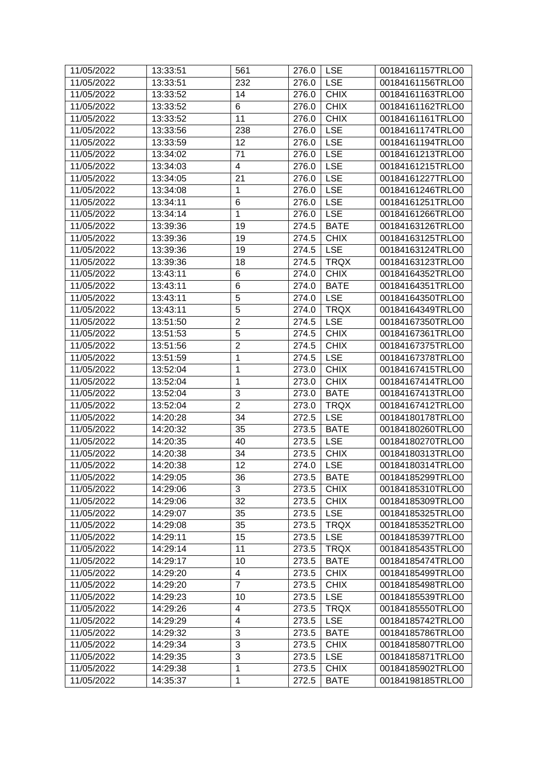| 11/05/2022 | 13:33:51 | 561 | 276.0 | LSE | 00184161157TRLO0 |
|---|---|---|---|---|---|
| 11/05/2022 | 13:33:51 | 232 | 276.0 | LSE | 00184161156TRLO0 |
| 11/05/2022 | 13:33:52 | 14 | 276.0 | CHIX | 00184161163TRLO0 |
| 11/05/2022 | 13:33:52 | 6 | 276.0 | CHIX | 00184161162TRLO0 |
| 11/05/2022 | 13:33:52 | 11 | 276.0 | CHIX | 00184161161TRLO0 |
| 11/05/2022 | 13:33:56 | 238 | 276.0 | LSE | 00184161174TRLO0 |
| 11/05/2022 | 13:33:59 | 12 | 276.0 | LSE | 00184161194TRLO0 |
| 11/05/2022 | 13:34:02 | 71 | 276.0 | LSE | 00184161213TRLO0 |
| 11/05/2022 | 13:34:03 | 4 | 276.0 | LSE | 00184161215TRLO0 |
| 11/05/2022 | 13:34:05 | 21 | 276.0 | LSE | 00184161227TRLO0 |
| 11/05/2022 | 13:34:08 | 1 | 276.0 | LSE | 00184161246TRLO0 |
| 11/05/2022 | 13:34:11 | 6 | 276.0 | LSE | 00184161251TRLO0 |
| 11/05/2022 | 13:34:14 | 1 | 276.0 | LSE | 00184161266TRLO0 |
| 11/05/2022 | 13:39:36 | 19 | 274.5 | BATE | 00184163126TRLO0 |
| 11/05/2022 | 13:39:36 | 19 | 274.5 | CHIX | 00184163125TRLO0 |
| 11/05/2022 | 13:39:36 | 19 | 274.5 | LSE | 00184163124TRLO0 |
| 11/05/2022 | 13:39:36 | 18 | 274.5 | TRQX | 00184163123TRLO0 |
| 11/05/2022 | 13:43:11 | 6 | 274.0 | CHIX | 00184164352TRLO0 |
| 11/05/2022 | 13:43:11 | 6 | 274.0 | BATE | 00184164351TRLO0 |
| 11/05/2022 | 13:43:11 | 5 | 274.0 | LSE | 00184164350TRLO0 |
| 11/05/2022 | 13:43:11 | 5 | 274.0 | TRQX | 00184164349TRLO0 |
| 11/05/2022 | 13:51:50 | 2 | 274.5 | LSE | 00184167350TRLO0 |
| 11/05/2022 | 13:51:53 | 5 | 274.5 | CHIX | 00184167361TRLO0 |
| 11/05/2022 | 13:51:56 | 2 | 274.5 | CHIX | 00184167375TRLO0 |
| 11/05/2022 | 13:51:59 | 1 | 274.5 | LSE | 00184167378TRLO0 |
| 11/05/2022 | 13:52:04 | 1 | 273.0 | CHIX | 00184167415TRLO0 |
| 11/05/2022 | 13:52:04 | 1 | 273.0 | CHIX | 00184167414TRLO0 |
| 11/05/2022 | 13:52:04 | 3 | 273.0 | BATE | 00184167413TRLO0 |
| 11/05/2022 | 13:52:04 | 2 | 273.0 | TRQX | 00184167412TRLO0 |
| 11/05/2022 | 14:20:28 | 34 | 272.5 | LSE | 00184180178TRLO0 |
| 11/05/2022 | 14:20:32 | 35 | 273.5 | BATE | 00184180260TRLO0 |
| 11/05/2022 | 14:20:35 | 40 | 273.5 | LSE | 00184180270TRLO0 |
| 11/05/2022 | 14:20:38 | 34 | 273.5 | CHIX | 00184180313TRLO0 |
| 11/05/2022 | 14:20:38 | 12 | 274.0 | LSE | 00184180314TRLO0 |
| 11/05/2022 | 14:29:05 | 36 | 273.5 | BATE | 00184185299TRLO0 |
| 11/05/2022 | 14:29:06 | 3 | 273.5 | CHIX | 00184185310TRLO0 |
| 11/05/2022 | 14:29:06 | 32 | 273.5 | CHIX | 00184185309TRLO0 |
| 11/05/2022 | 14:29:07 | 35 | 273.5 | LSE | 00184185325TRLO0 |
| 11/05/2022 | 14:29:08 | 35 | 273.5 | TRQX | 00184185352TRLO0 |
| 11/05/2022 | 14:29:11 | 15 | 273.5 | LSE | 00184185397TRLO0 |
| 11/05/2022 | 14:29:14 | 11 | 273.5 | TRQX | 00184185435TRLO0 |
| 11/05/2022 | 14:29:17 | 10 | 273.5 | BATE | 00184185474TRLO0 |
| 11/05/2022 | 14:29:20 | 4 | 273.5 | CHIX | 00184185499TRLO0 |
| 11/05/2022 | 14:29:20 | 7 | 273.5 | CHIX | 00184185498TRLO0 |
| 11/05/2022 | 14:29:23 | 10 | 273.5 | LSE | 00184185539TRLO0 |
| 11/05/2022 | 14:29:26 | 4 | 273.5 | TRQX | 00184185550TRLO0 |
| 11/05/2022 | 14:29:29 | 4 | 273.5 | LSE | 00184185742TRLO0 |
| 11/05/2022 | 14:29:32 | 3 | 273.5 | BATE | 00184185786TRLO0 |
| 11/05/2022 | 14:29:34 | 3 | 273.5 | CHIX | 00184185807TRLO0 |
| 11/05/2022 | 14:29:35 | 3 | 273.5 | LSE | 00184185871TRLO0 |
| 11/05/2022 | 14:29:38 | 1 | 273.5 | CHIX | 00184185902TRLO0 |
| 11/05/2022 | 14:35:37 | 1 | 272.5 | BATE | 00184198185TRLO0 |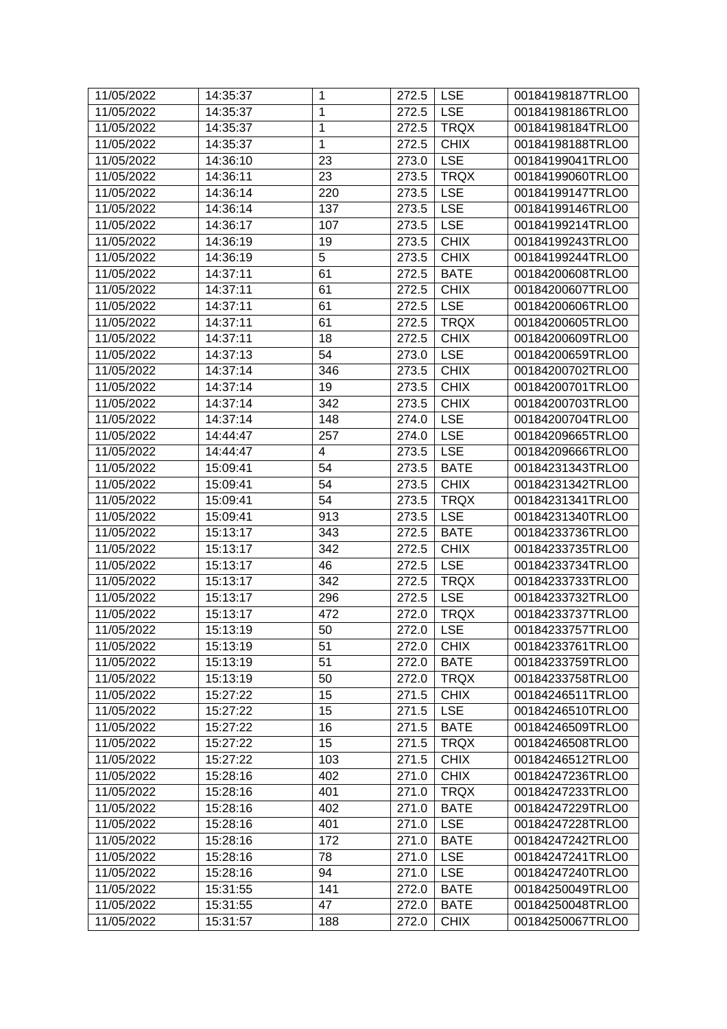| 11/05/2022 | 14:35:37 | 1 | 272.5 | LSE | 00184198187TRLO0 |
|---|---|---|---|---|---|
| 11/05/2022 | 14:35:37 | 1 | 272.5 | LSE | 00184198186TRLO0 |
| 11/05/2022 | 14:35:37 | 1 | 272.5 | TRQX | 00184198184TRLO0 |
| 11/05/2022 | 14:35:37 | 1 | 272.5 | CHIX | 00184198188TRLO0 |
| 11/05/2022 | 14:36:10 | 23 | 273.0 | LSE | 00184199041TRLO0 |
| 11/05/2022 | 14:36:11 | 23 | 273.5 | TRQX | 00184199060TRLO0 |
| 11/05/2022 | 14:36:14 | 220 | 273.5 | LSE | 00184199147TRLO0 |
| 11/05/2022 | 14:36:14 | 137 | 273.5 | LSE | 00184199146TRLO0 |
| 11/05/2022 | 14:36:17 | 107 | 273.5 | LSE | 00184199214TRLO0 |
| 11/05/2022 | 14:36:19 | 19 | 273.5 | CHIX | 00184199243TRLO0 |
| 11/05/2022 | 14:36:19 | 5 | 273.5 | CHIX | 00184199244TRLO0 |
| 11/05/2022 | 14:37:11 | 61 | 272.5 | BATE | 00184200608TRLO0 |
| 11/05/2022 | 14:37:11 | 61 | 272.5 | CHIX | 00184200607TRLO0 |
| 11/05/2022 | 14:37:11 | 61 | 272.5 | LSE | 00184200606TRLO0 |
| 11/05/2022 | 14:37:11 | 61 | 272.5 | TRQX | 00184200605TRLO0 |
| 11/05/2022 | 14:37:11 | 18 | 272.5 | CHIX | 00184200609TRLO0 |
| 11/05/2022 | 14:37:13 | 54 | 273.0 | LSE | 00184200659TRLO0 |
| 11/05/2022 | 14:37:14 | 346 | 273.5 | CHIX | 00184200702TRLO0 |
| 11/05/2022 | 14:37:14 | 19 | 273.5 | CHIX | 00184200701TRLO0 |
| 11/05/2022 | 14:37:14 | 342 | 273.5 | CHIX | 00184200703TRLO0 |
| 11/05/2022 | 14:37:14 | 148 | 274.0 | LSE | 00184200704TRLO0 |
| 11/05/2022 | 14:44:47 | 257 | 274.0 | LSE | 00184209665TRLO0 |
| 11/05/2022 | 14:44:47 | 4 | 273.5 | LSE | 00184209666TRLO0 |
| 11/05/2022 | 15:09:41 | 54 | 273.5 | BATE | 00184231343TRLO0 |
| 11/05/2022 | 15:09:41 | 54 | 273.5 | CHIX | 00184231342TRLO0 |
| 11/05/2022 | 15:09:41 | 54 | 273.5 | TRQX | 00184231341TRLO0 |
| 11/05/2022 | 15:09:41 | 913 | 273.5 | LSE | 00184231340TRLO0 |
| 11/05/2022 | 15:13:17 | 343 | 272.5 | BATE | 00184233736TRLO0 |
| 11/05/2022 | 15:13:17 | 342 | 272.5 | CHIX | 00184233735TRLO0 |
| 11/05/2022 | 15:13:17 | 46 | 272.5 | LSE | 00184233734TRLO0 |
| 11/05/2022 | 15:13:17 | 342 | 272.5 | TRQX | 00184233733TRLO0 |
| 11/05/2022 | 15:13:17 | 296 | 272.5 | LSE | 00184233732TRLO0 |
| 11/05/2022 | 15:13:17 | 472 | 272.0 | TRQX | 00184233737TRLO0 |
| 11/05/2022 | 15:13:19 | 50 | 272.0 | LSE | 00184233757TRLO0 |
| 11/05/2022 | 15:13:19 | 51 | 272.0 | CHIX | 00184233761TRLO0 |
| 11/05/2022 | 15:13:19 | 51 | 272.0 | BATE | 00184233759TRLO0 |
| 11/05/2022 | 15:13:19 | 50 | 272.0 | TRQX | 00184233758TRLO0 |
| 11/05/2022 | 15:27:22 | 15 | 271.5 | CHIX | 00184246511TRLO0 |
| 11/05/2022 | 15:27:22 | 15 | 271.5 | LSE | 00184246510TRLO0 |
| 11/05/2022 | 15:27:22 | 16 | 271.5 | BATE | 00184246509TRLO0 |
| 11/05/2022 | 15:27:22 | 15 | 271.5 | TRQX | 00184246508TRLO0 |
| 11/05/2022 | 15:27:22 | 103 | 271.5 | CHIX | 00184246512TRLO0 |
| 11/05/2022 | 15:28:16 | 402 | 271.0 | CHIX | 00184247236TRLO0 |
| 11/05/2022 | 15:28:16 | 401 | 271.0 | TRQX | 00184247233TRLO0 |
| 11/05/2022 | 15:28:16 | 402 | 271.0 | BATE | 00184247229TRLO0 |
| 11/05/2022 | 15:28:16 | 401 | 271.0 | LSE | 00184247228TRLO0 |
| 11/05/2022 | 15:28:16 | 172 | 271.0 | BATE | 00184247242TRLO0 |
| 11/05/2022 | 15:28:16 | 78 | 271.0 | LSE | 00184247241TRLO0 |
| 11/05/2022 | 15:28:16 | 94 | 271.0 | LSE | 00184247240TRLO0 |
| 11/05/2022 | 15:31:55 | 141 | 272.0 | BATE | 00184250049TRLO0 |
| 11/05/2022 | 15:31:55 | 47 | 272.0 | BATE | 00184250048TRLO0 |
| 11/05/2022 | 15:31:57 | 188 | 272.0 | CHIX | 00184250067TRLO0 |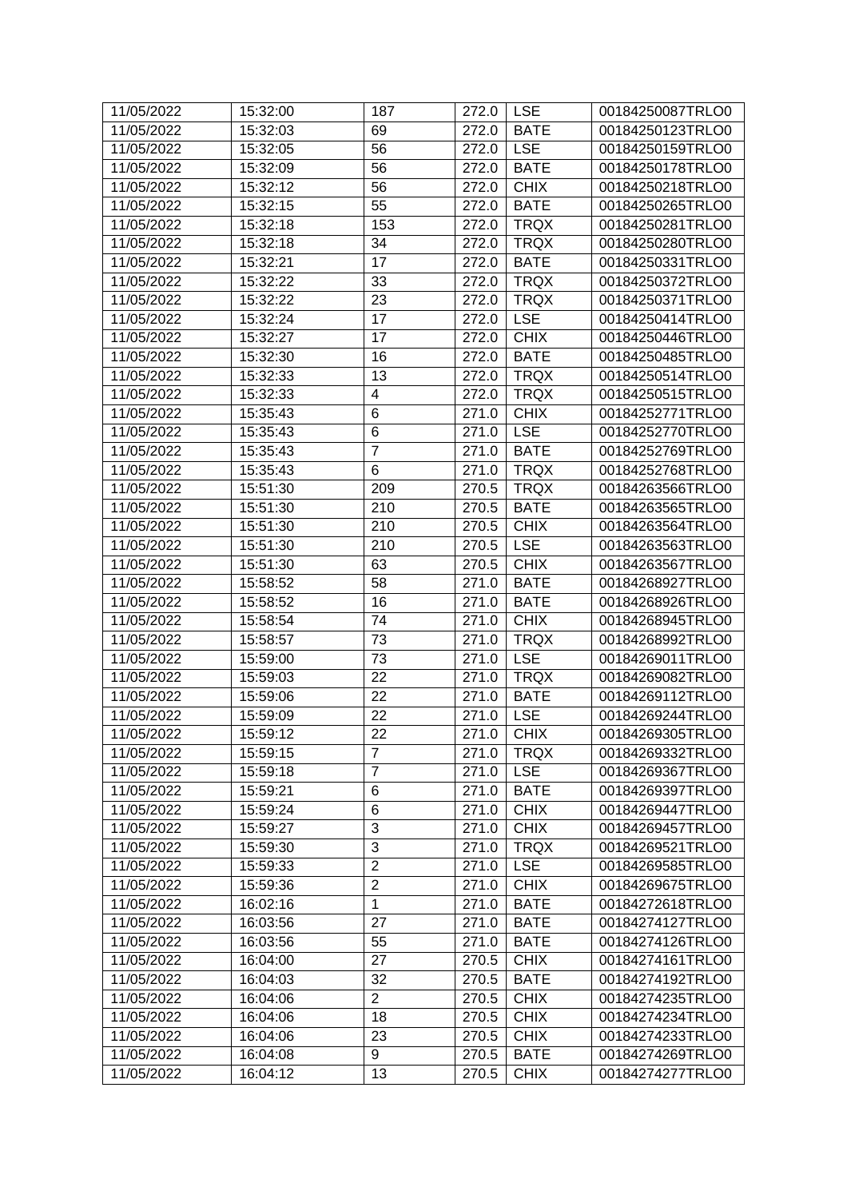| 11/05/2022 | 15:32:00 | 187 | 272.0 | LSE | 00184250087TRLO0 |
|---|---|---|---|---|---|
| 11/05/2022 | 15:32:03 | 69 | 272.0 | BATE | 00184250123TRLO0 |
| 11/05/2022 | 15:32:05 | 56 | 272.0 | LSE | 00184250159TRLO0 |
| 11/05/2022 | 15:32:09 | 56 | 272.0 | BATE | 00184250178TRLO0 |
| 11/05/2022 | 15:32:12 | 56 | 272.0 | CHIX | 00184250218TRLO0 |
| 11/05/2022 | 15:32:15 | 55 | 272.0 | BATE | 00184250265TRLO0 |
| 11/05/2022 | 15:32:18 | 153 | 272.0 | TRQX | 00184250281TRLO0 |
| 11/05/2022 | 15:32:18 | 34 | 272.0 | TRQX | 00184250280TRLO0 |
| 11/05/2022 | 15:32:21 | 17 | 272.0 | BATE | 00184250331TRLO0 |
| 11/05/2022 | 15:32:22 | 33 | 272.0 | TRQX | 00184250372TRLO0 |
| 11/05/2022 | 15:32:22 | 23 | 272.0 | TRQX | 00184250371TRLO0 |
| 11/05/2022 | 15:32:24 | 17 | 272.0 | LSE | 00184250414TRLO0 |
| 11/05/2022 | 15:32:27 | 17 | 272.0 | CHIX | 00184250446TRLO0 |
| 11/05/2022 | 15:32:30 | 16 | 272.0 | BATE | 00184250485TRLO0 |
| 11/05/2022 | 15:32:33 | 13 | 272.0 | TRQX | 00184250514TRLO0 |
| 11/05/2022 | 15:32:33 | 4 | 272.0 | TRQX | 00184250515TRLO0 |
| 11/05/2022 | 15:35:43 | 6 | 271.0 | CHIX | 00184252771TRLO0 |
| 11/05/2022 | 15:35:43 | 6 | 271.0 | LSE | 00184252770TRLO0 |
| 11/05/2022 | 15:35:43 | 7 | 271.0 | BATE | 00184252769TRLO0 |
| 11/05/2022 | 15:35:43 | 6 | 271.0 | TRQX | 00184252768TRLO0 |
| 11/05/2022 | 15:51:30 | 209 | 270.5 | TRQX | 00184263566TRLO0 |
| 11/05/2022 | 15:51:30 | 210 | 270.5 | BATE | 00184263565TRLO0 |
| 11/05/2022 | 15:51:30 | 210 | 270.5 | CHIX | 00184263564TRLO0 |
| 11/05/2022 | 15:51:30 | 210 | 270.5 | LSE | 00184263563TRLO0 |
| 11/05/2022 | 15:51:30 | 63 | 270.5 | CHIX | 00184263567TRLO0 |
| 11/05/2022 | 15:58:52 | 58 | 271.0 | BATE | 00184268927TRLO0 |
| 11/05/2022 | 15:58:52 | 16 | 271.0 | BATE | 00184268926TRLO0 |
| 11/05/2022 | 15:58:54 | 74 | 271.0 | CHIX | 00184268945TRLO0 |
| 11/05/2022 | 15:58:57 | 73 | 271.0 | TRQX | 00184268992TRLO0 |
| 11/05/2022 | 15:59:00 | 73 | 271.0 | LSE | 00184269011TRLO0 |
| 11/05/2022 | 15:59:03 | 22 | 271.0 | TRQX | 00184269082TRLO0 |
| 11/05/2022 | 15:59:06 | 22 | 271.0 | BATE | 00184269112TRLO0 |
| 11/05/2022 | 15:59:09 | 22 | 271.0 | LSE | 00184269244TRLO0 |
| 11/05/2022 | 15:59:12 | 22 | 271.0 | CHIX | 00184269305TRLO0 |
| 11/05/2022 | 15:59:15 | 7 | 271.0 | TRQX | 00184269332TRLO0 |
| 11/05/2022 | 15:59:18 | 7 | 271.0 | LSE | 00184269367TRLO0 |
| 11/05/2022 | 15:59:21 | 6 | 271.0 | BATE | 00184269397TRLO0 |
| 11/05/2022 | 15:59:24 | 6 | 271.0 | CHIX | 00184269447TRLO0 |
| 11/05/2022 | 15:59:27 | 3 | 271.0 | CHIX | 00184269457TRLO0 |
| 11/05/2022 | 15:59:30 | 3 | 271.0 | TRQX | 00184269521TRLO0 |
| 11/05/2022 | 15:59:33 | 2 | 271.0 | LSE | 00184269585TRLO0 |
| 11/05/2022 | 15:59:36 | 2 | 271.0 | CHIX | 00184269675TRLO0 |
| 11/05/2022 | 16:02:16 | 1 | 271.0 | BATE | 00184272618TRLO0 |
| 11/05/2022 | 16:03:56 | 27 | 271.0 | BATE | 00184274127TRLO0 |
| 11/05/2022 | 16:03:56 | 55 | 271.0 | BATE | 00184274126TRLO0 |
| 11/05/2022 | 16:04:00 | 27 | 270.5 | CHIX | 00184274161TRLO0 |
| 11/05/2022 | 16:04:03 | 32 | 270.5 | BATE | 00184274192TRLO0 |
| 11/05/2022 | 16:04:06 | 2 | 270.5 | CHIX | 00184274235TRLO0 |
| 11/05/2022 | 16:04:06 | 18 | 270.5 | CHIX | 00184274234TRLO0 |
| 11/05/2022 | 16:04:06 | 23 | 270.5 | CHIX | 00184274233TRLO0 |
| 11/05/2022 | 16:04:08 | 9 | 270.5 | BATE | 00184274269TRLO0 |
| 11/05/2022 | 16:04:12 | 13 | 270.5 | CHIX | 00184274277TRLO0 |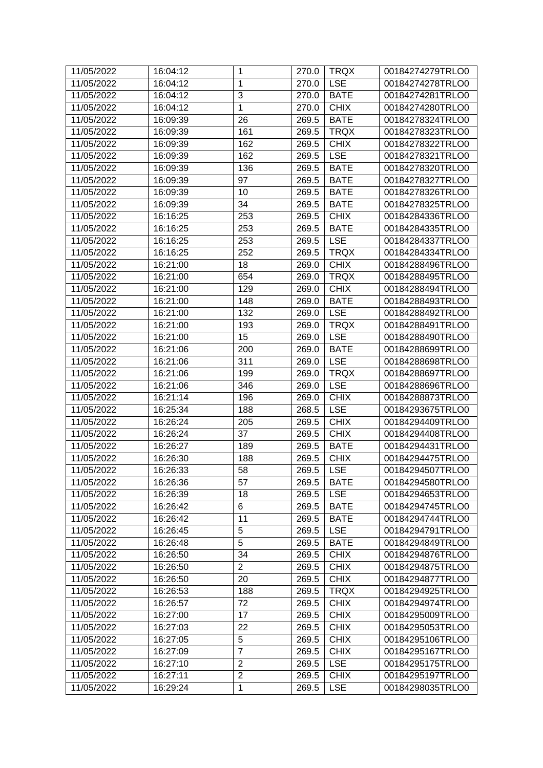| 11/05/2022 | 16:04:12 | 1 | 270.0 | TRQX | 00184274279TRLO0 |
|---|---|---|---|---|---|
| 11/05/2022 | 16:04:12 | 1 | 270.0 | LSE | 00184274278TRLO0 |
| 11/05/2022 | 16:04:12 | 3 | 270.0 | BATE | 00184274281TRLO0 |
| 11/05/2022 | 16:04:12 | 1 | 270.0 | CHIX | 00184274280TRLO0 |
| 11/05/2022 | 16:09:39 | 26 | 269.5 | BATE | 00184278324TRLO0 |
| 11/05/2022 | 16:09:39 | 161 | 269.5 | TRQX | 00184278323TRLO0 |
| 11/05/2022 | 16:09:39 | 162 | 269.5 | CHIX | 00184278322TRLO0 |
| 11/05/2022 | 16:09:39 | 162 | 269.5 | LSE | 00184278321TRLO0 |
| 11/05/2022 | 16:09:39 | 136 | 269.5 | BATE | 00184278320TRLO0 |
| 11/05/2022 | 16:09:39 | 97 | 269.5 | BATE | 00184278327TRLO0 |
| 11/05/2022 | 16:09:39 | 10 | 269.5 | BATE | 00184278326TRLO0 |
| 11/05/2022 | 16:09:39 | 34 | 269.5 | BATE | 00184278325TRLO0 |
| 11/05/2022 | 16:16:25 | 253 | 269.5 | CHIX | 00184284336TRLO0 |
| 11/05/2022 | 16:16:25 | 253 | 269.5 | BATE | 00184284335TRLO0 |
| 11/05/2022 | 16:16:25 | 253 | 269.5 | LSE | 00184284337TRLO0 |
| 11/05/2022 | 16:16:25 | 252 | 269.5 | TRQX | 00184284334TRLO0 |
| 11/05/2022 | 16:21:00 | 18 | 269.0 | CHIX | 00184288496TRLO0 |
| 11/05/2022 | 16:21:00 | 654 | 269.0 | TRQX | 00184288495TRLO0 |
| 11/05/2022 | 16:21:00 | 129 | 269.0 | CHIX | 00184288494TRLO0 |
| 11/05/2022 | 16:21:00 | 148 | 269.0 | BATE | 00184288493TRLO0 |
| 11/05/2022 | 16:21:00 | 132 | 269.0 | LSE | 00184288492TRLO0 |
| 11/05/2022 | 16:21:00 | 193 | 269.0 | TRQX | 00184288491TRLO0 |
| 11/05/2022 | 16:21:00 | 15 | 269.0 | LSE | 00184288490TRLO0 |
| 11/05/2022 | 16:21:06 | 200 | 269.0 | BATE | 00184288699TRLO0 |
| 11/05/2022 | 16:21:06 | 311 | 269.0 | LSE | 00184288698TRLO0 |
| 11/05/2022 | 16:21:06 | 199 | 269.0 | TRQX | 00184288697TRLO0 |
| 11/05/2022 | 16:21:06 | 346 | 269.0 | LSE | 00184288696TRLO0 |
| 11/05/2022 | 16:21:14 | 196 | 269.0 | CHIX | 00184288873TRLO0 |
| 11/05/2022 | 16:25:34 | 188 | 268.5 | LSE | 00184293675TRLO0 |
| 11/05/2022 | 16:26:24 | 205 | 269.5 | CHIX | 00184294409TRLO0 |
| 11/05/2022 | 16:26:24 | 37 | 269.5 | CHIX | 00184294408TRLO0 |
| 11/05/2022 | 16:26:27 | 189 | 269.5 | BATE | 00184294431TRLO0 |
| 11/05/2022 | 16:26:30 | 188 | 269.5 | CHIX | 00184294475TRLO0 |
| 11/05/2022 | 16:26:33 | 58 | 269.5 | LSE | 00184294507TRLO0 |
| 11/05/2022 | 16:26:36 | 57 | 269.5 | BATE | 00184294580TRLO0 |
| 11/05/2022 | 16:26:39 | 18 | 269.5 | LSE | 00184294653TRLO0 |
| 11/05/2022 | 16:26:42 | 6 | 269.5 | BATE | 00184294745TRLO0 |
| 11/05/2022 | 16:26:42 | 11 | 269.5 | BATE | 00184294744TRLO0 |
| 11/05/2022 | 16:26:45 | 5 | 269.5 | LSE | 00184294791TRLO0 |
| 11/05/2022 | 16:26:48 | 5 | 269.5 | BATE | 00184294849TRLO0 |
| 11/05/2022 | 16:26:50 | 34 | 269.5 | CHIX | 00184294876TRLO0 |
| 11/05/2022 | 16:26:50 | 2 | 269.5 | CHIX | 00184294875TRLO0 |
| 11/05/2022 | 16:26:50 | 20 | 269.5 | CHIX | 00184294877TRLO0 |
| 11/05/2022 | 16:26:53 | 188 | 269.5 | TRQX | 00184294925TRLO0 |
| 11/05/2022 | 16:26:57 | 72 | 269.5 | CHIX | 00184294974TRLO0 |
| 11/05/2022 | 16:27:00 | 17 | 269.5 | CHIX | 00184295009TRLO0 |
| 11/05/2022 | 16:27:03 | 22 | 269.5 | CHIX | 00184295053TRLO0 |
| 11/05/2022 | 16:27:05 | 5 | 269.5 | CHIX | 00184295106TRLO0 |
| 11/05/2022 | 16:27:09 | 7 | 269.5 | CHIX | 00184295167TRLO0 |
| 11/05/2022 | 16:27:10 | 2 | 269.5 | LSE | 00184295175TRLO0 |
| 11/05/2022 | 16:27:11 | 2 | 269.5 | CHIX | 00184295197TRLO0 |
| 11/05/2022 | 16:29:24 | 1 | 269.5 | LSE | 00184298035TRLO0 |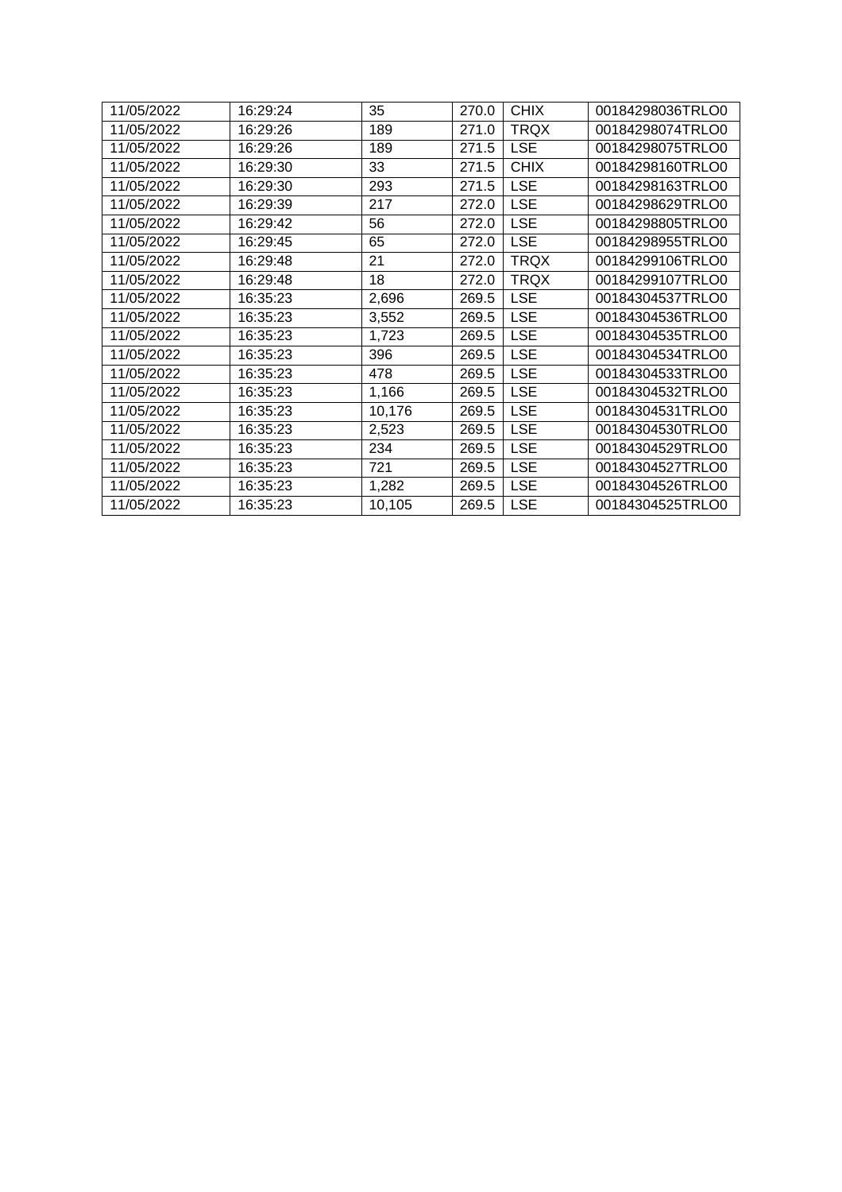| | | | | | |
|---|---|---|---|---|---|
| 11/05/2022 | 16:29:24 | 35 | 270.0 | CHIX | 00184298036TRLO0 |
| 11/05/2022 | 16:29:26 | 189 | 271.0 | TRQX | 00184298074TRLO0 |
| 11/05/2022 | 16:29:26 | 189 | 271.5 | LSE | 00184298075TRLO0 |
| 11/05/2022 | 16:29:30 | 33 | 271.5 | CHIX | 00184298160TRLO0 |
| 11/05/2022 | 16:29:30 | 293 | 271.5 | LSE | 00184298163TRLO0 |
| 11/05/2022 | 16:29:39 | 217 | 272.0 | LSE | 00184298629TRLO0 |
| 11/05/2022 | 16:29:42 | 56 | 272.0 | LSE | 00184298805TRLO0 |
| 11/05/2022 | 16:29:45 | 65 | 272.0 | LSE | 00184298955TRLO0 |
| 11/05/2022 | 16:29:48 | 21 | 272.0 | TRQX | 00184299106TRLO0 |
| 11/05/2022 | 16:29:48 | 18 | 272.0 | TRQX | 00184299107TRLO0 |
| 11/05/2022 | 16:35:23 | 2,696 | 269.5 | LSE | 00184304537TRLO0 |
| 11/05/2022 | 16:35:23 | 3,552 | 269.5 | LSE | 00184304536TRLO0 |
| 11/05/2022 | 16:35:23 | 1,723 | 269.5 | LSE | 00184304535TRLO0 |
| 11/05/2022 | 16:35:23 | 396 | 269.5 | LSE | 00184304534TRLO0 |
| 11/05/2022 | 16:35:23 | 478 | 269.5 | LSE | 00184304533TRLO0 |
| 11/05/2022 | 16:35:23 | 1,166 | 269.5 | LSE | 00184304532TRLO0 |
| 11/05/2022 | 16:35:23 | 10,176 | 269.5 | LSE | 00184304531TRLO0 |
| 11/05/2022 | 16:35:23 | 2,523 | 269.5 | LSE | 00184304530TRLO0 |
| 11/05/2022 | 16:35:23 | 234 | 269.5 | LSE | 00184304529TRLO0 |
| 11/05/2022 | 16:35:23 | 721 | 269.5 | LSE | 00184304527TRLO0 |
| 11/05/2022 | 16:35:23 | 1,282 | 269.5 | LSE | 00184304526TRLO0 |
| 11/05/2022 | 16:35:23 | 10,105 | 269.5 | LSE | 00184304525TRLO0 |